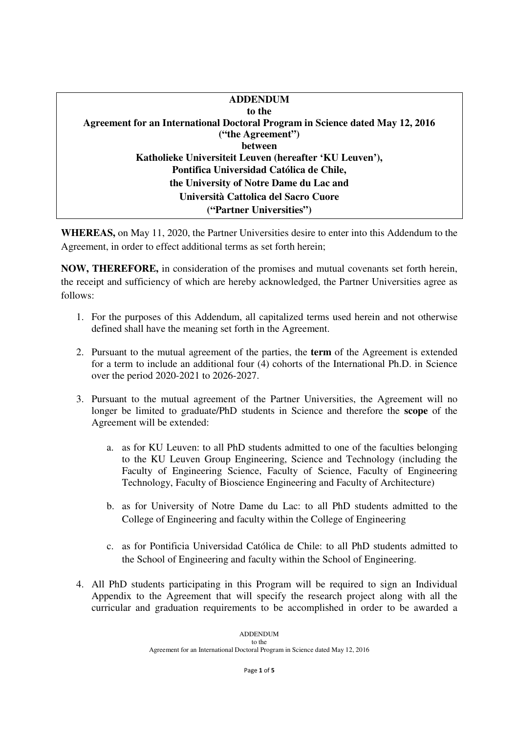**ADDENDUM**
**to the**
**Agreement for an International Doctoral Program in Science dated May 12, 2016**
**("the Agreement")**
**between**
**Katholieke Universiteit Leuven (hereafter 'KU Leuven'),**
**Pontifica Universidad Católica de Chile,**
**the University of Notre Dame du Lac and**
**Università Cattolica del Sacro Cuore**
**("Partner Universities")**

**WHEREAS,** on May 11, 2020, the Partner Universities desire to enter into this Addendum to the Agreement, in order to effect additional terms as set forth herein;

**NOW, THEREFORE,** in consideration of the promises and mutual covenants set forth herein, the receipt and sufficiency of which are hereby acknowledged, the Partner Universities agree as follows:

1. For the purposes of this Addendum, all capitalized terms used herein and not otherwise defined shall have the meaning set forth in the Agreement.

2. Pursuant to the mutual agreement of the parties, the **term** of the Agreement is extended for a term to include an additional four (4) cohorts of the International Ph.D. in Science over the period 2020-2021 to 2026-2027.

3. Pursuant to the mutual agreement of the Partner Universities, the Agreement will no longer be limited to graduate/PhD students in Science and therefore the **scope** of the Agreement will be extended:

   a. as for KU Leuven: to all PhD students admitted to one of the faculties belonging to the KU Leuven Group Engineering, Science and Technology (including the Faculty of Engineering Science, Faculty of Science, Faculty of Engineering Technology, Faculty of Bioscience Engineering and Faculty of Architecture)

   b. as for University of Notre Dame du Lac: to all PhD students admitted to the College of Engineering and faculty within the College of Engineering

   c. as for Pontificia Universidad Católica de Chile: to all PhD students admitted to the School of Engineering and faculty within the School of Engineering.

4. All PhD students participating in this Program will be required to sign an Individual Appendix to the Agreement that will specify the research project along with all the curricular and graduation requirements to be accomplished in order to be awarded a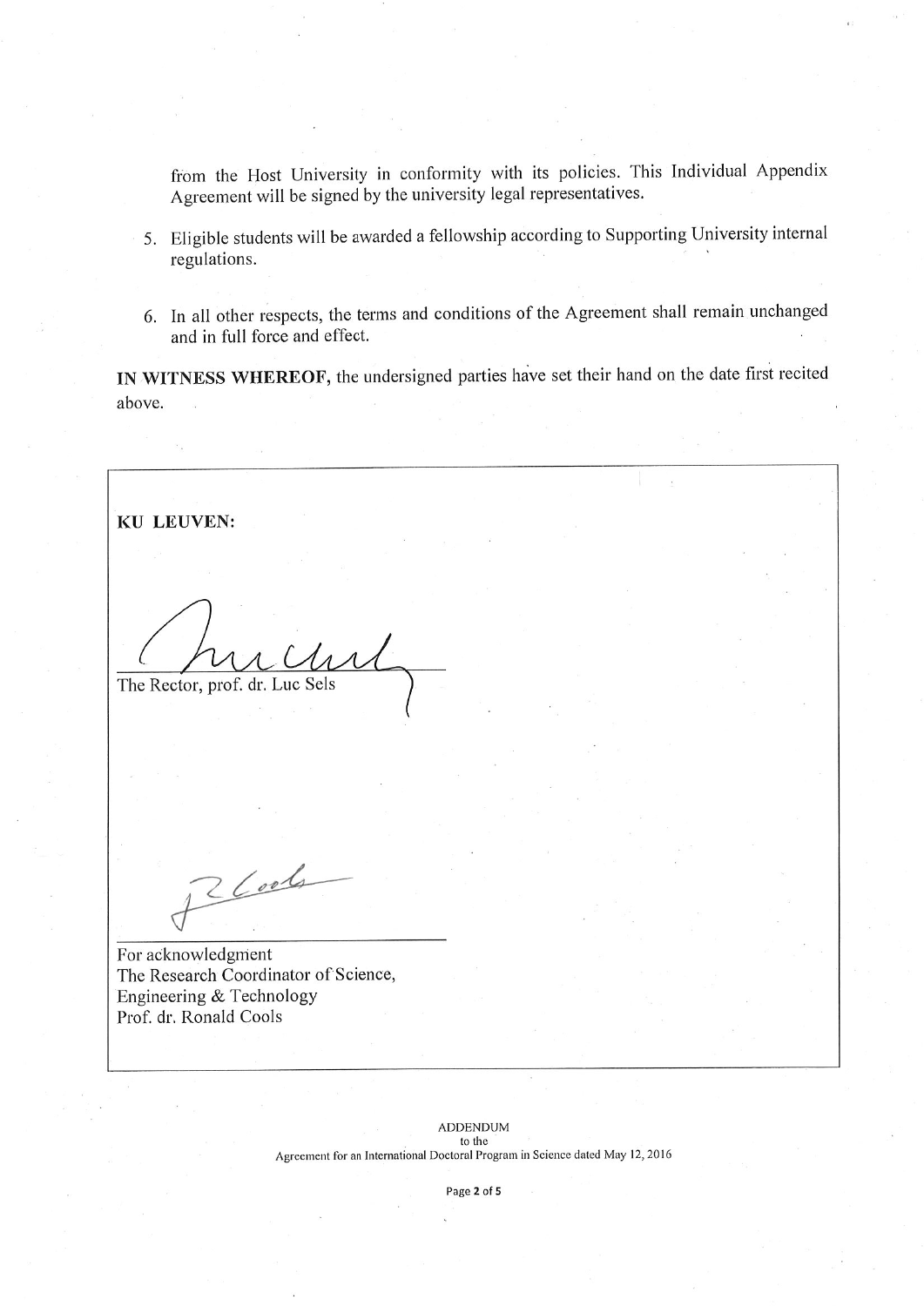from the Host University in conformity with its policies. This Individual Appendix Agreement will be signed by the university legal representatives.

5. Eligible students will be awarded a fellowship according to Supporting University internal regulations.

6. In all other respects, the terms and conditions of the Agreement shall remain unchanged and in full force and effect.

**IN WITNESS WHEREOF**, the undersigned parties have set their hand on the date first recited above.

**KU LEUVEN:**

The Rector, prof. dr. Luc Sels

For acknowledgment
The Research Coordinator of Science, Engineering & Technology
Prof. dr. Ronald Cools

ADDENDUM
to the
Agreement for an International Doctoral Program in Science dated May 12, 2016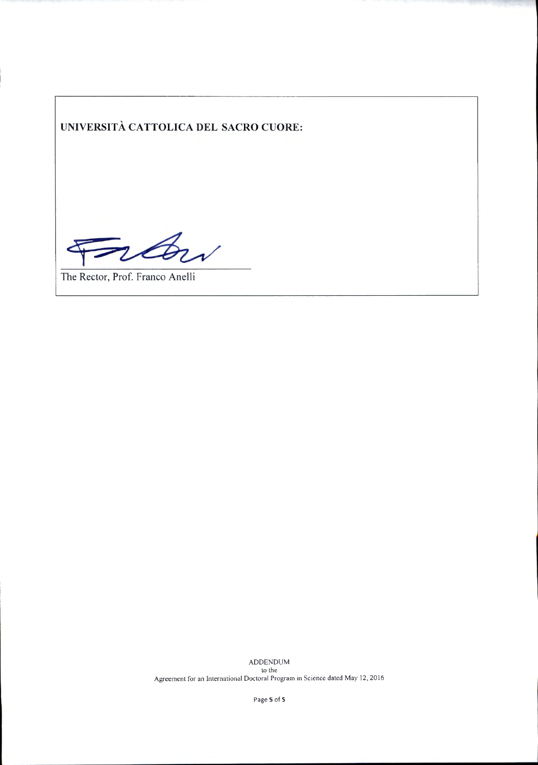**UNIVERSITÀ CATTOLICA DEL SACRO CUORE:**

The Rector, Prof. Franco Anelli

ADDENDUM
to the
Agreement for an International Doctoral Program in Science dated May 12, 2016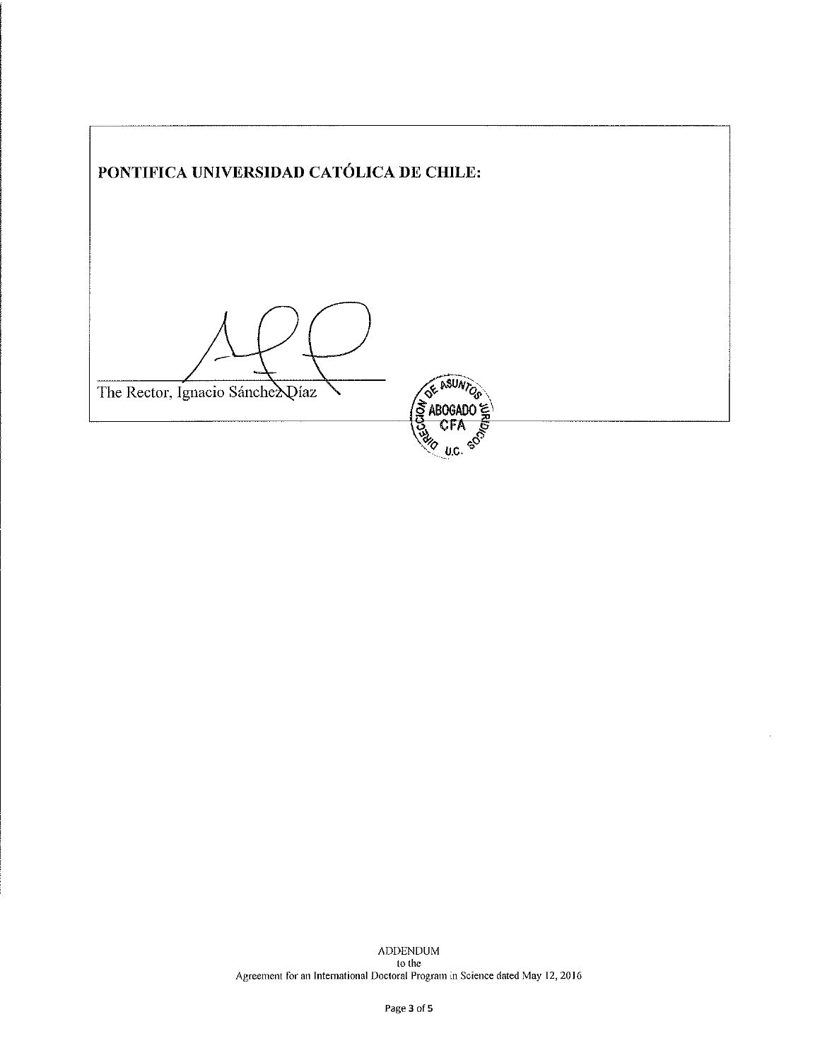**PONTIFICA UNIVERSIDAD CATÓLICA DE CHILE:**

The Rector, Ignacio Sánchez Díaz

DIRECCION DE ASUNTOS JURIDICOS
ABOGADO
CFA
U.C.

ADDENDUM
to the
Agreement for an International Doctoral Program in Science dated May 12, 2016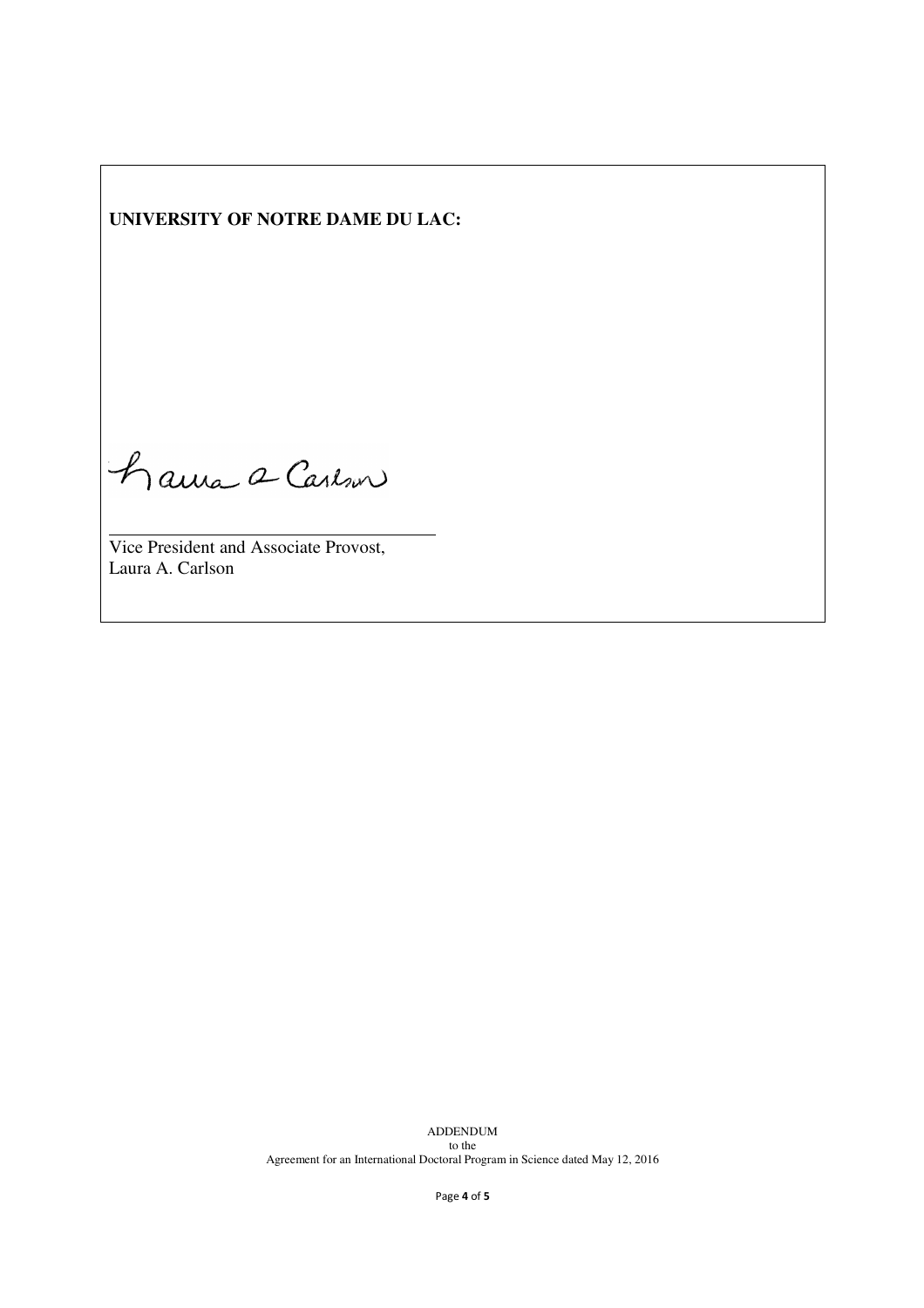**UNIVERSITY OF NOTRE DAME DU LAC:**

\_\_\_\_\_\_\_\_\_\_\_\_\_\_\_\_\_\_\_\_\_\_\_\_\_\_\_\_\_\_\_\_\_\_\_\_

Vice President and Associate Provost,
Laura A. Carlson